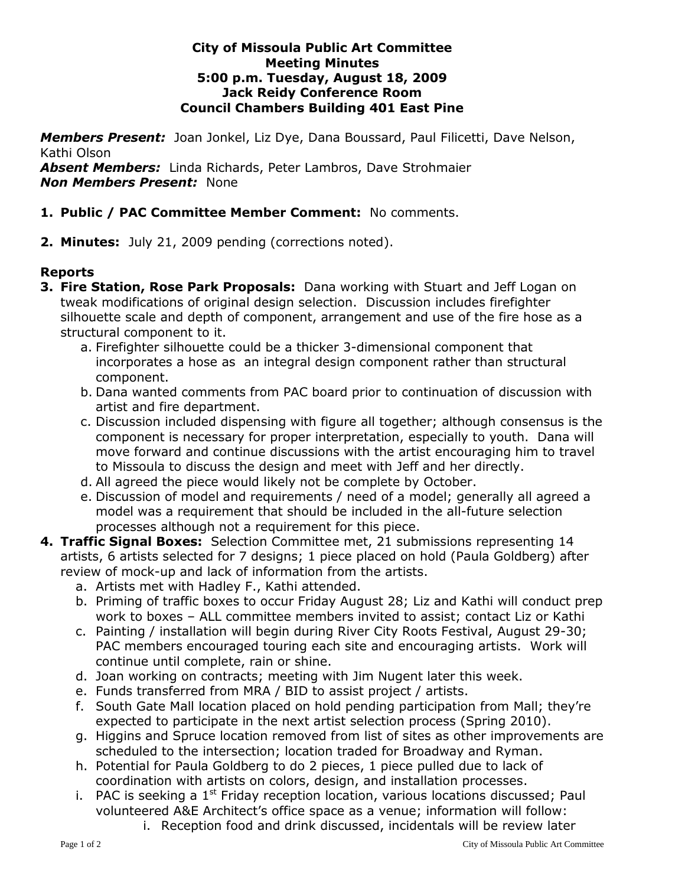**City of Missoula Public Art Committee**
**Meeting Minutes**
**5:00 p.m. Tuesday, August 18, 2009**
**Jack Reidy Conference Room**
**Council Chambers Building 401 East Pine**

***Members Present:*** Joan Jonkel, Liz Dye, Dana Boussard, Paul Filicetti, Dave Nelson, Kathi Olson
***Absent Members:*** Linda Richards, Peter Lambros, Dave Strohmaier
***Non Members Present:*** None

1. **Public / PAC Committee Member Comment:** No comments.

2. **Minutes:** July 21, 2009 pending (corrections noted).

**Reports**

3. **Fire Station, Rose Park Proposals:** Dana working with Stuart and Jeff Logan on tweak modifications of original design selection. Discussion includes firefighter silhouette scale and depth of component, arrangement and use of the fire hose as a structural component to it.
   a. Firefighter silhouette could be a thicker 3-dimensional component that incorporates a hose as an integral design component rather than structural component.
   b. Dana wanted comments from PAC board prior to continuation of discussion with artist and fire department.
   c. Discussion included dispensing with figure all together; although consensus is the component is necessary for proper interpretation, especially to youth. Dana will move forward and continue discussions with the artist encouraging him to travel to Missoula to discuss the design and meet with Jeff and her directly.
   d. All agreed the piece would likely not be complete by October.
   e. Discussion of model and requirements / need of a model; generally all agreed a model was a requirement that should be included in the all-future selection processes although not a requirement for this piece.
4. **Traffic Signal Boxes:** Selection Committee met, 21 submissions representing 14 artists, 6 artists selected for 7 designs; 1 piece placed on hold (Paula Goldberg) after review of mock-up and lack of information from the artists.
   a. Artists met with Hadley F., Kathi attended.
   b. Priming of traffic boxes to occur Friday August 28; Liz and Kathi will conduct prep work to boxes – ALL committee members invited to assist; contact Liz or Kathi
   c. Painting / installation will begin during River City Roots Festival, August 29-30; PAC members encouraged touring each site and encouraging artists. Work will continue until complete, rain or shine.
   d. Joan working on contracts; meeting with Jim Nugent later this week.
   e. Funds transferred from MRA / BID to assist project / artists.
   f. South Gate Mall location placed on hold pending participation from Mall; they're expected to participate in the next artist selection process (Spring 2010).
   g. Higgins and Spruce location removed from list of sites as other improvements are scheduled to the intersection; location traded for Broadway and Ryman.
   h. Potential for Paula Goldberg to do 2 pieces, 1 piece pulled due to lack of coordination with artists on colors, design, and installation processes.
   i. PAC is seeking a 1st Friday reception location, various locations discussed; Paul volunteered A&E Architect's office space as a venue; information will follow:
      i. Reception food and drink discussed, incidentals will be review later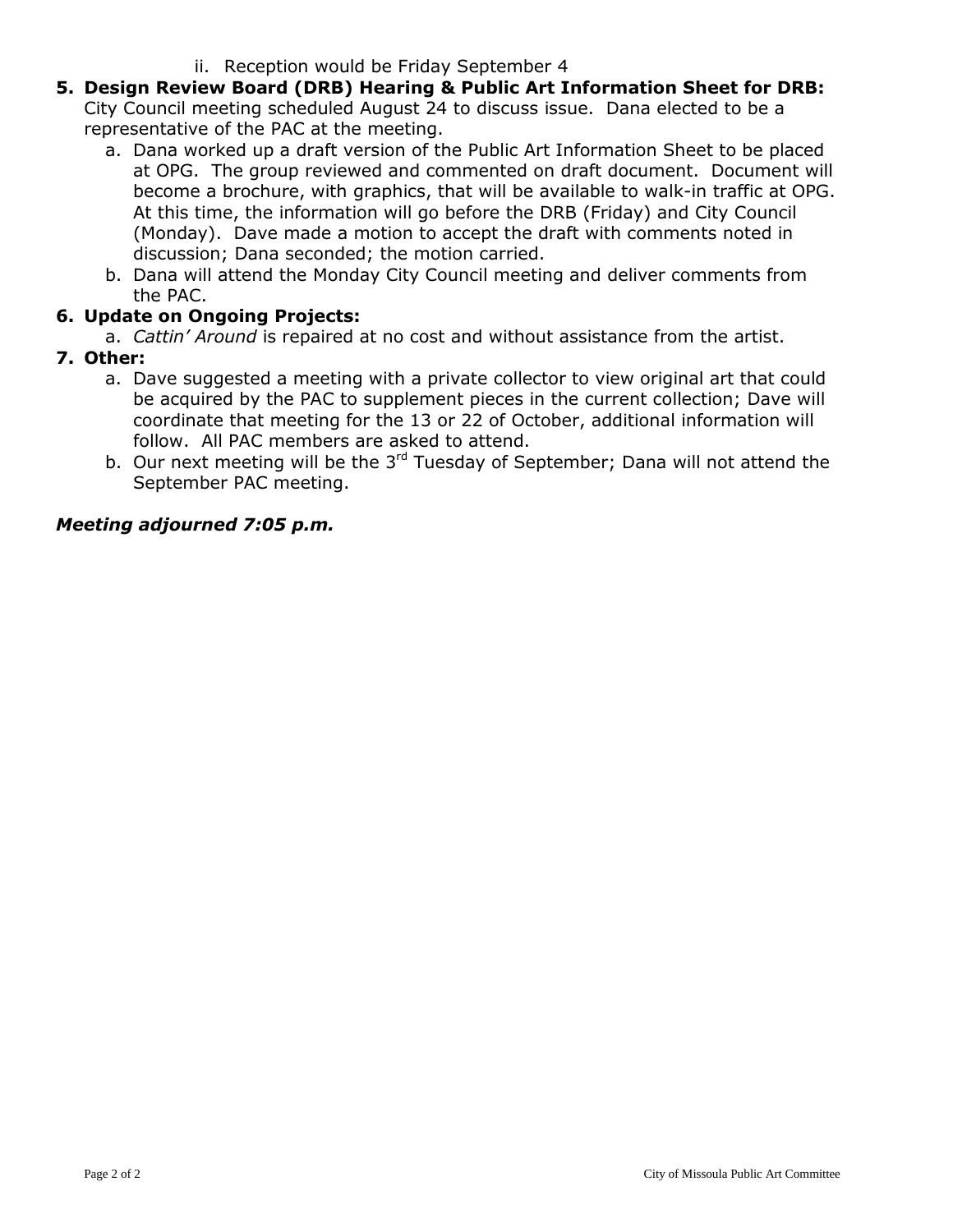ii. Reception would be Friday September 4

5. **Design Review Board (DRB) Hearing & Public Art Information Sheet for DRB:** City Council meeting scheduled August 24 to discuss issue. Dana elected to be a representative of the PAC at the meeting.
   a. Dana worked up a draft version of the Public Art Information Sheet to be placed at OPG. The group reviewed and commented on draft document. Document will become a brochure, with graphics, that will be available to walk-in traffic at OPG. At this time, the information will go before the DRB (Friday) and City Council (Monday). Dave made a motion to accept the draft with comments noted in discussion; Dana seconded; the motion carried.
   b. Dana will attend the Monday City Council meeting and deliver comments from the PAC.
6. **Update on Ongoing Projects:**
   a. *Cattin' Around* is repaired at no cost and without assistance from the artist.
7. **Other:**
   a. Dave suggested a meeting with a private collector to view original art that could be acquired by the PAC to supplement pieces in the current collection; Dave will coordinate that meeting for the 13 or 22 of October, additional information will follow. All PAC members are asked to attend.
   b. Our next meeting will be the 3rd Tuesday of September; Dana will not attend the September PAC meeting.

***Meeting adjourned 7:05 p.m.***